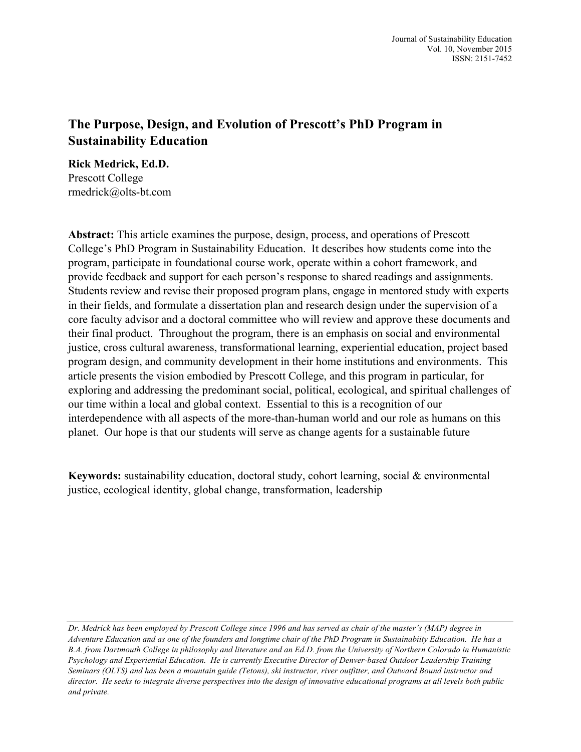# The Purpose, Design, and Evolution of Prescott's PhD Program in Sustainability Education

**Rick Medrick, Ed.D.**
Prescott College
rmedrick@olts-bt.com

**Abstract:** This article examines the purpose, design, process, and operations of Prescott College's PhD Program in Sustainability Education. It describes how students come into the program, participate in foundational course work, operate within a cohort framework, and provide feedback and support for each person's response to shared readings and assignments. Students review and revise their proposed program plans, engage in mentored study with experts in their fields, and formulate a dissertation plan and research design under the supervision of a core faculty advisor and a doctoral committee who will review and approve these documents and their final product. Throughout the program, there is an emphasis on social and environmental justice, cross cultural awareness, transformational learning, experiential education, project based program design, and community development in their home institutions and environments. This article presents the vision embodied by Prescott College, and this program in particular, for exploring and addressing the predominant social, political, ecological, and spiritual challenges of our time within a local and global context. Essential to this is a recognition of our interdependence with all aspects of the more-than-human world and our role as humans on this planet. Our hope is that our students will serve as change agents for a sustainable future

**Keywords:** sustainability education, doctoral study, cohort learning, social & environmental justice, ecological identity, global change, transformation, leadership

---

*Dr. Medrick has been employed by Prescott College since 1996 and has served as chair of the master's (MAP) degree in Adventure Education and as one of the founders and longtime chair of the PhD Program in Sustainabiity Education. He has a B.A. from Dartmouth College in philosophy and literature and an Ed.D. from the University of Northern Colorado in Humanistic Psychology and Experiential Education. He is currently Executive Director of Denver-based Outdoor Leadership Training Seminars (OLTS) and has been a mountain guide (Tetons), ski instructor, river outfitter, and Outward Bound instructor and director. He seeks to integrate diverse perspectives into the design of innovative educational programs at all levels both public and private.*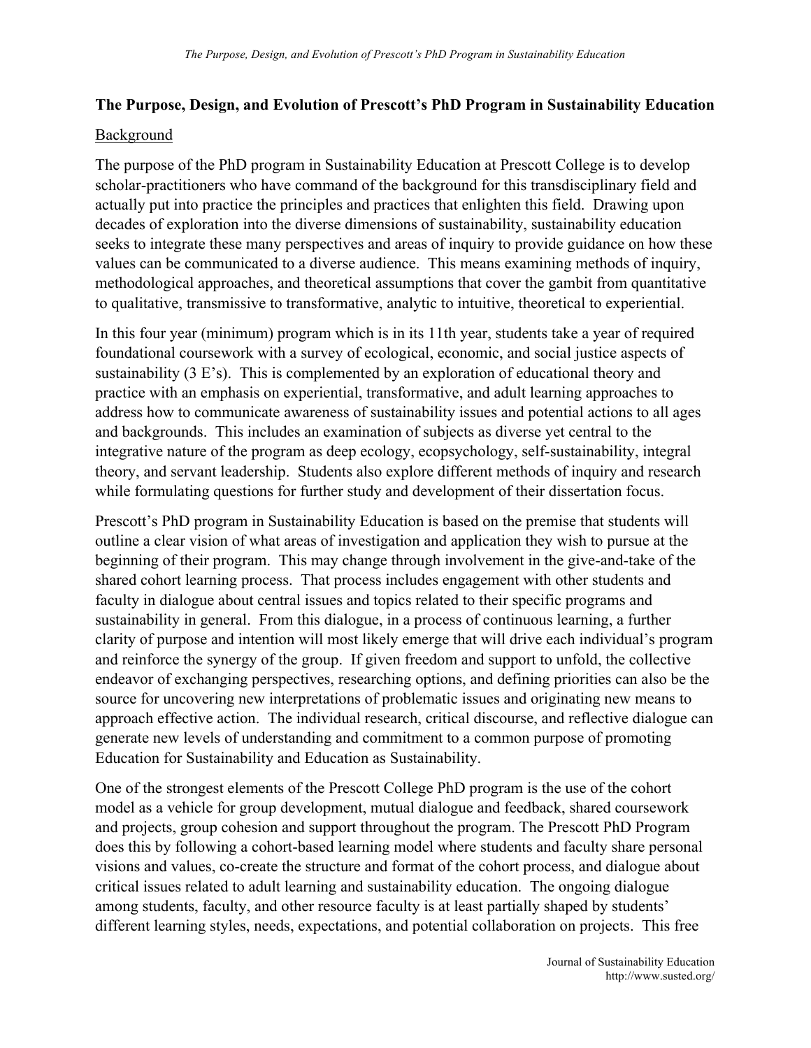**The Purpose, Design, and Evolution of Prescott's PhD Program in Sustainability Education**

Background

The purpose of the PhD program in Sustainability Education at Prescott College is to develop scholar-practitioners who have command of the background for this transdisciplinary field and actually put into practice the principles and practices that enlighten this field. Drawing upon decades of exploration into the diverse dimensions of sustainability, sustainability education seeks to integrate these many perspectives and areas of inquiry to provide guidance on how these values can be communicated to a diverse audience. This means examining methods of inquiry, methodological approaches, and theoretical assumptions that cover the gambit from quantitative to qualitative, transmissive to transformative, analytic to intuitive, theoretical to experiential.

In this four year (minimum) program which is in its 11th year, students take a year of required foundational coursework with a survey of ecological, economic, and social justice aspects of sustainability (3 E's). This is complemented by an exploration of educational theory and practice with an emphasis on experiential, transformative, and adult learning approaches to address how to communicate awareness of sustainability issues and potential actions to all ages and backgrounds. This includes an examination of subjects as diverse yet central to the integrative nature of the program as deep ecology, ecopsychology, self-sustainability, integral theory, and servant leadership. Students also explore different methods of inquiry and research while formulating questions for further study and development of their dissertation focus.

Prescott's PhD program in Sustainability Education is based on the premise that students will outline a clear vision of what areas of investigation and application they wish to pursue at the beginning of their program. This may change through involvement in the give-and-take of the shared cohort learning process. That process includes engagement with other students and faculty in dialogue about central issues and topics related to their specific programs and sustainability in general. From this dialogue, in a process of continuous learning, a further clarity of purpose and intention will most likely emerge that will drive each individual's program and reinforce the synergy of the group. If given freedom and support to unfold, the collective endeavor of exchanging perspectives, researching options, and defining priorities can also be the source for uncovering new interpretations of problematic issues and originating new means to approach effective action. The individual research, critical discourse, and reflective dialogue can generate new levels of understanding and commitment to a common purpose of promoting Education for Sustainability and Education as Sustainability.

One of the strongest elements of the Prescott College PhD program is the use of the cohort model as a vehicle for group development, mutual dialogue and feedback, shared coursework and projects, group cohesion and support throughout the program. The Prescott PhD Program does this by following a cohort-based learning model where students and faculty share personal visions and values, co-create the structure and format of the cohort process, and dialogue about critical issues related to adult learning and sustainability education. The ongoing dialogue among students, faculty, and other resource faculty is at least partially shaped by students' different learning styles, needs, expectations, and potential collaboration on projects. This free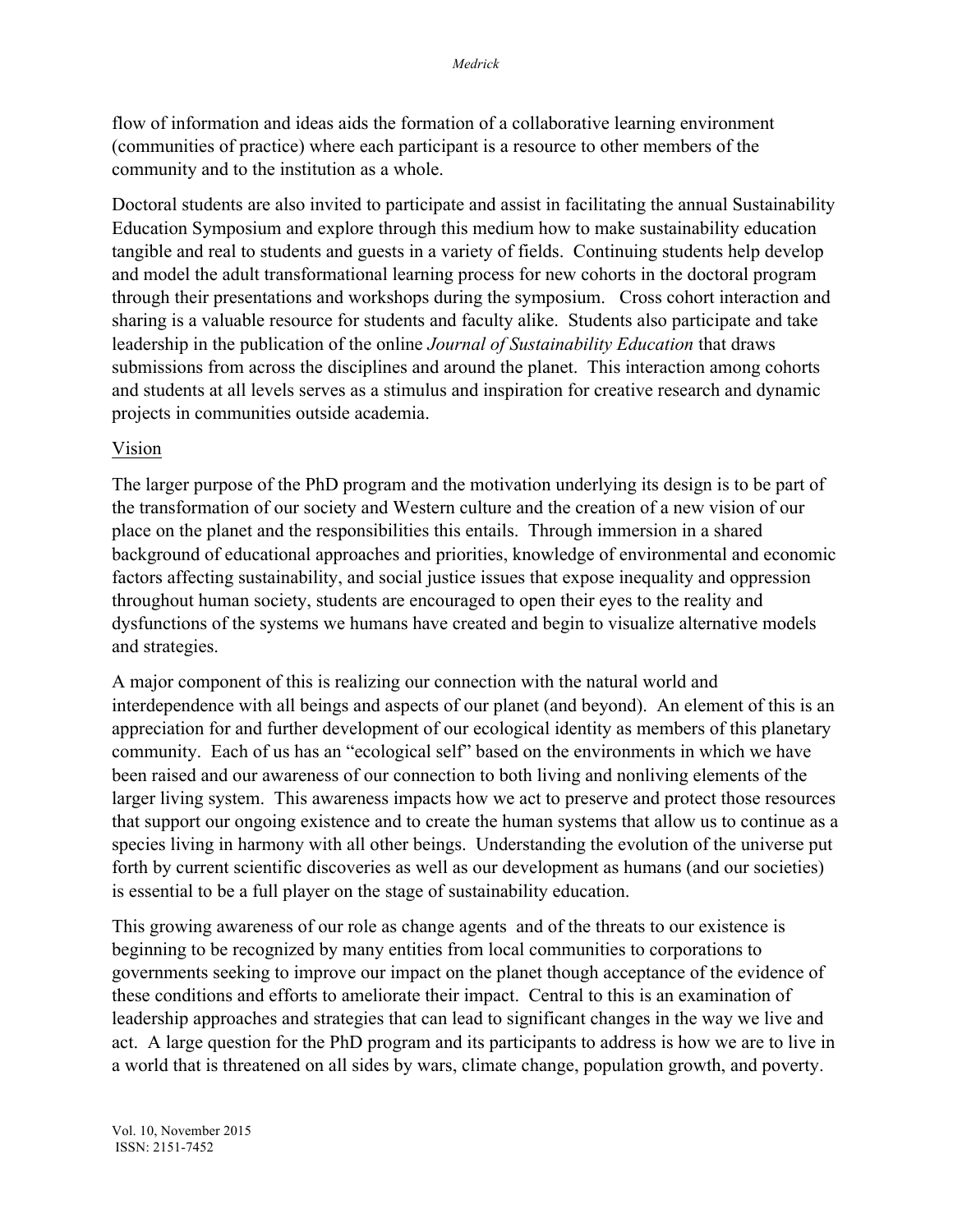flow of information and ideas aids the formation of a collaborative learning environment (communities of practice) where each participant is a resource to other members of the community and to the institution as a whole.

Doctoral students are also invited to participate and assist in facilitating the annual Sustainability Education Symposium and explore through this medium how to make sustainability education tangible and real to students and guests in a variety of fields. Continuing students help develop and model the adult transformational learning process for new cohorts in the doctoral program through their presentations and workshops during the symposium. Cross cohort interaction and sharing is a valuable resource for students and faculty alike. Students also participate and take leadership in the publication of the online *Journal of Sustainability Education* that draws submissions from across the disciplines and around the planet. This interaction among cohorts and students at all levels serves as a stimulus and inspiration for creative research and dynamic projects in communities outside academia.

## Vision

The larger purpose of the PhD program and the motivation underlying its design is to be part of the transformation of our society and Western culture and the creation of a new vision of our place on the planet and the responsibilities this entails. Through immersion in a shared background of educational approaches and priorities, knowledge of environmental and economic factors affecting sustainability, and social justice issues that expose inequality and oppression throughout human society, students are encouraged to open their eyes to the reality and dysfunctions of the systems we humans have created and begin to visualize alternative models and strategies.

A major component of this is realizing our connection with the natural world and interdependence with all beings and aspects of our planet (and beyond). An element of this is an appreciation for and further development of our ecological identity as members of this planetary community. Each of us has an "ecological self" based on the environments in which we have been raised and our awareness of our connection to both living and nonliving elements of the larger living system. This awareness impacts how we act to preserve and protect those resources that support our ongoing existence and to create the human systems that allow us to continue as a species living in harmony with all other beings. Understanding the evolution of the universe put forth by current scientific discoveries as well as our development as humans (and our societies) is essential to be a full player on the stage of sustainability education.

This growing awareness of our role as change agents and of the threats to our existence is beginning to be recognized by many entities from local communities to corporations to governments seeking to improve our impact on the planet though acceptance of the evidence of these conditions and efforts to ameliorate their impact. Central to this is an examination of leadership approaches and strategies that can lead to significant changes in the way we live and act. A large question for the PhD program and its participants to address is how we are to live in a world that is threatened on all sides by wars, climate change, population growth, and poverty.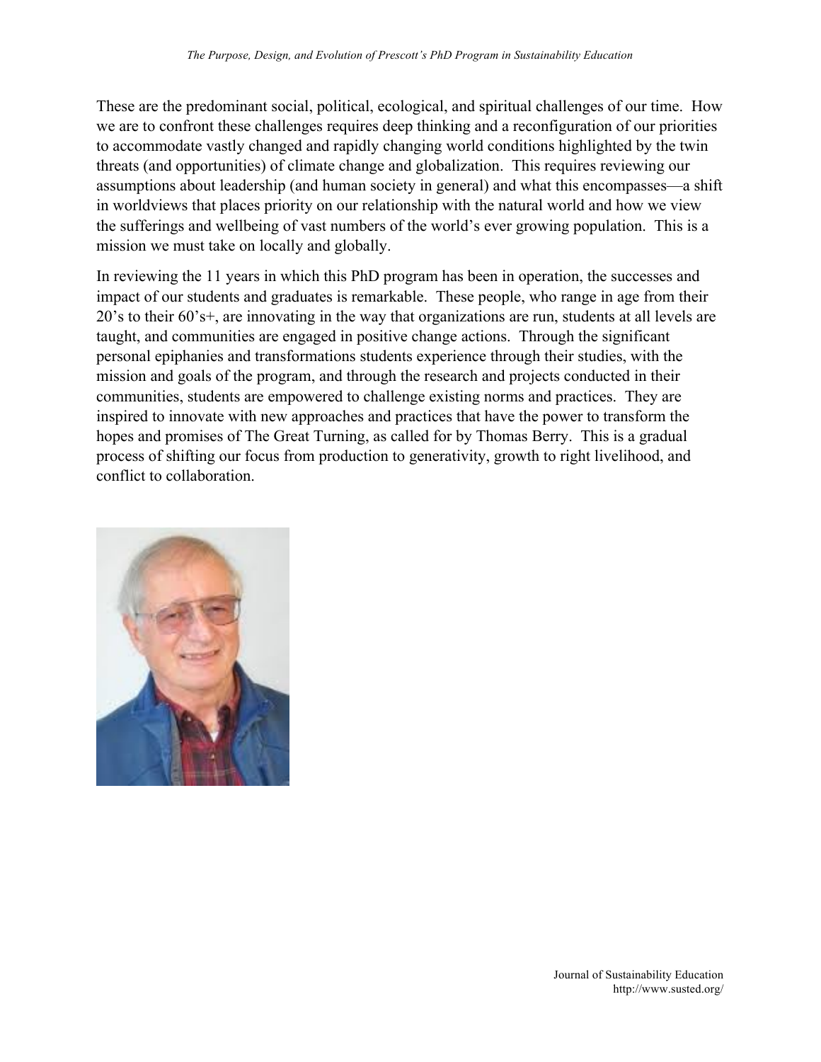These are the predominant social, political, ecological, and spiritual challenges of our time. How we are to confront these challenges requires deep thinking and a reconfiguration of our priorities to accommodate vastly changed and rapidly changing world conditions highlighted by the twin threats (and opportunities) of climate change and globalization. This requires reviewing our assumptions about leadership (and human society in general) and what this encompasses—a shift in worldviews that places priority on our relationship with the natural world and how we view the sufferings and wellbeing of vast numbers of the world's ever growing population. This is a mission we must take on locally and globally.

In reviewing the 11 years in which this PhD program has been in operation, the successes and impact of our students and graduates is remarkable. These people, who range in age from their 20's to their 60's+, are innovating in the way that organizations are run, students at all levels are taught, and communities are engaged in positive change actions. Through the significant personal epiphanies and transformations students experience through their studies, with the mission and goals of the program, and through the research and projects conducted in their communities, students are empowered to challenge existing norms and practices. They are inspired to innovate with new approaches and practices that have the power to transform the hopes and promises of The Great Turning, as called for by Thomas Berry. This is a gradual process of shifting our focus from production to generativity, growth to right livelihood, and conflict to collaboration.